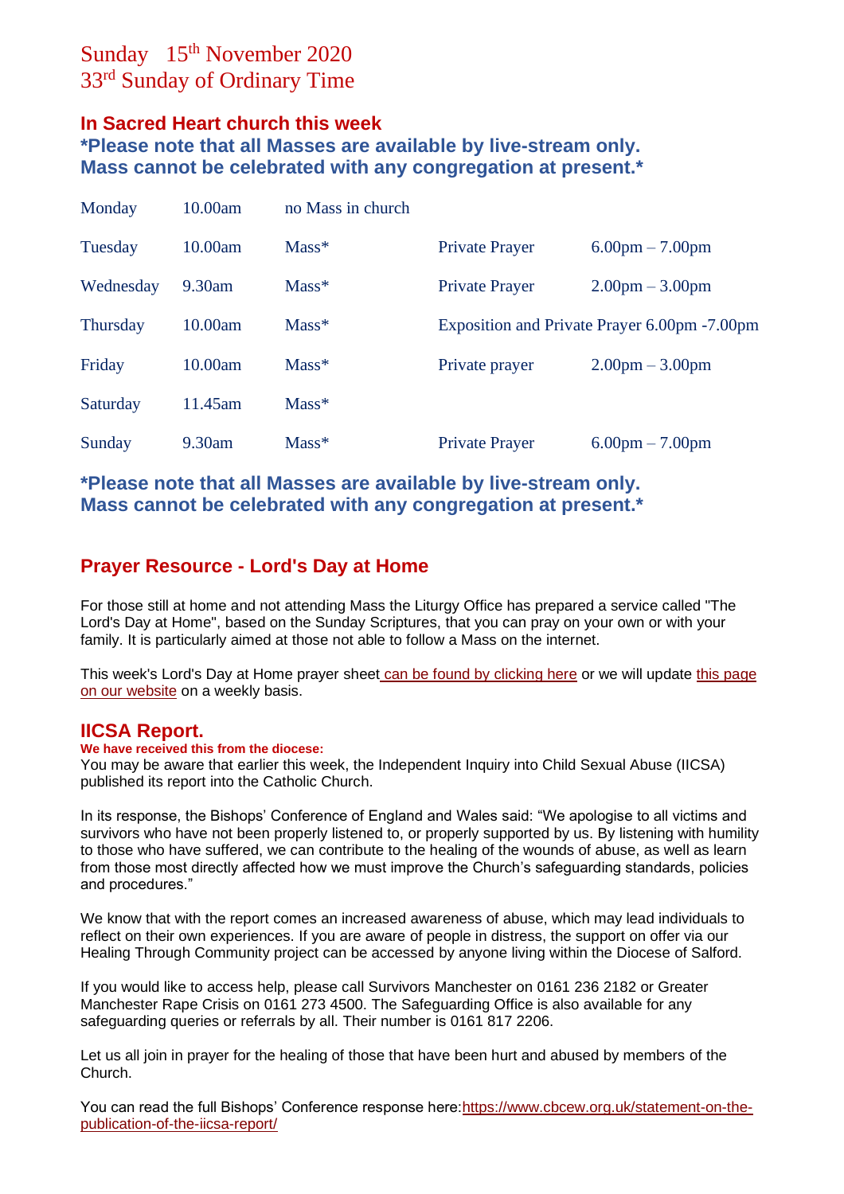# Sunday 15th November 2020
# 33rd Sunday of Ordinary Time

## In Sacred Heart church this week

**\*Please note that all Masses are available by live-stream only.
Mass cannot be celebrated with any congregation at present.\***

| | | | | |
|---|---|---|---|---|
| Monday | 10.00am | no Mass in church | | |
| Tuesday | 10.00am | Mass* | Private Prayer | 6.00pm – 7.00pm |
| Wednesday | 9.30am | Mass* | Private Prayer | 2.00pm – 3.00pm |
| Thursday | 10.00am | Mass* | Exposition and Private Prayer 6.00pm -7.00pm | |
| Friday | 10.00am | Mass* | Private prayer | 2.00pm – 3.00pm |
| Saturday | 11.45am | Mass* | | |
| Sunday | 9.30am | Mass* | Private Prayer | 6.00pm – 7.00pm |

**\*Please note that all Masses are available by live-stream only.
Mass cannot be celebrated with any congregation at present.\***

## Prayer Resource - Lord's Day at Home

For those still at home and not attending Mass the Liturgy Office has prepared a service called "The Lord's Day at Home", based on the Sunday Scriptures, that you can pray on your own or with your family. It is particularly aimed at those not able to follow a Mass on the internet.

This week's Lord's Day at Home prayer sheet can be found by clicking here or we will update this page on our website on a weekly basis.

## IICSA Report.

**We have received this from the diocese:**

You may be aware that earlier this week, the Independent Inquiry into Child Sexual Abuse (IICSA) published its report into the Catholic Church.

In its response, the Bishops' Conference of England and Wales said: "We apologise to all victims and survivors who have not been properly listened to, or properly supported by us. By listening with humility to those who have suffered, we can contribute to the healing of the wounds of abuse, as well as learn from those most directly affected how we must improve the Church's safeguarding standards, policies and procedures."

We know that with the report comes an increased awareness of abuse, which may lead individuals to reflect on their own experiences. If you are aware of people in distress, the support on offer via our Healing Through Community project can be accessed by anyone living within the Diocese of Salford.

If you would like to access help, please call Survivors Manchester on 0161 236 2182 or Greater Manchester Rape Crisis on 0161 273 4500. The Safeguarding Office is also available for any safeguarding queries or referrals by all. Their number is 0161 817 2206.

Let us all join in prayer for the healing of those that have been hurt and abused by members of the Church.

You can read the full Bishops' Conference response here:https://www.cbcew.org.uk/statement-on-the-publication-of-the-iicsa-report/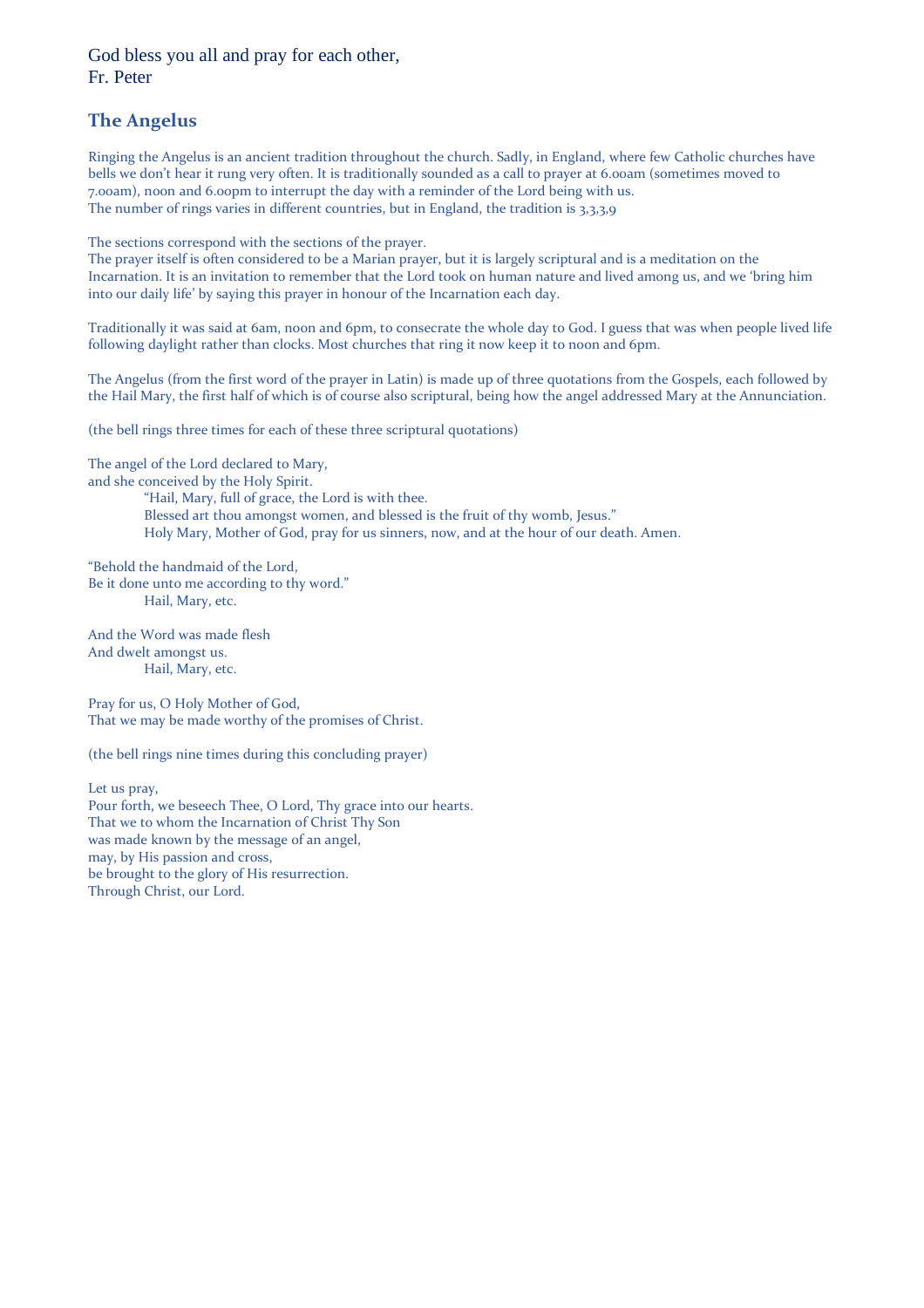God bless you all and pray for each other,
Fr. Peter

## The Angelus

Ringing the Angelus is an ancient tradition throughout the church. Sadly, in England, where few Catholic churches have bells we don't hear it rung very often. It is traditionally sounded as a call to prayer at 6.00am (sometimes moved to 7.00am), noon and 6.00pm to interrupt the day with a reminder of the Lord being with us.
The number of rings varies in different countries, but in England, the tradition is 3,3,3,9

The sections correspond with the sections of the prayer.
The prayer itself is often considered to be a Marian prayer, but it is largely scriptural and is a meditation on the Incarnation. It is an invitation to remember that the Lord took on human nature and lived among us, and we 'bring him into our daily life' by saying this prayer in honour of the Incarnation each day.

Traditionally it was said at 6am, noon and 6pm, to consecrate the whole day to God. I guess that was when people lived life following daylight rather than clocks. Most churches that ring it now keep it to noon and 6pm.

The Angelus (from the first word of the prayer in Latin) is made up of three quotations from the Gospels, each followed by the Hail Mary, the first half of which is of course also scriptural, being how the angel addressed Mary at the Annunciation.

(the bell rings three times for each of these three scriptural quotations)

The angel of the Lord declared to Mary,
and she conceived by the Holy Spirit.
> "Hail, Mary, full of grace, the Lord is with thee.
> Blessed art thou amongst women, and blessed is the fruit of thy womb, Jesus."
> Holy Mary, Mother of God, pray for us sinners, now, and at the hour of our death. Amen.

"Behold the handmaid of the Lord,
Be it done unto me according to thy word."
> Hail, Mary, etc.

And the Word was made flesh
And dwelt amongst us.
> Hail, Mary, etc.

Pray for us, O Holy Mother of God,
That we may be made worthy of the promises of Christ.

(the bell rings nine times during this concluding prayer)

Let us pray,
Pour forth, we beseech Thee, O Lord, Thy grace into our hearts.
That we to whom the Incarnation of Christ Thy Son
was made known by the message of an angel,
may, by His passion and cross,
be brought to the glory of His resurrection.
Through Christ, our Lord.